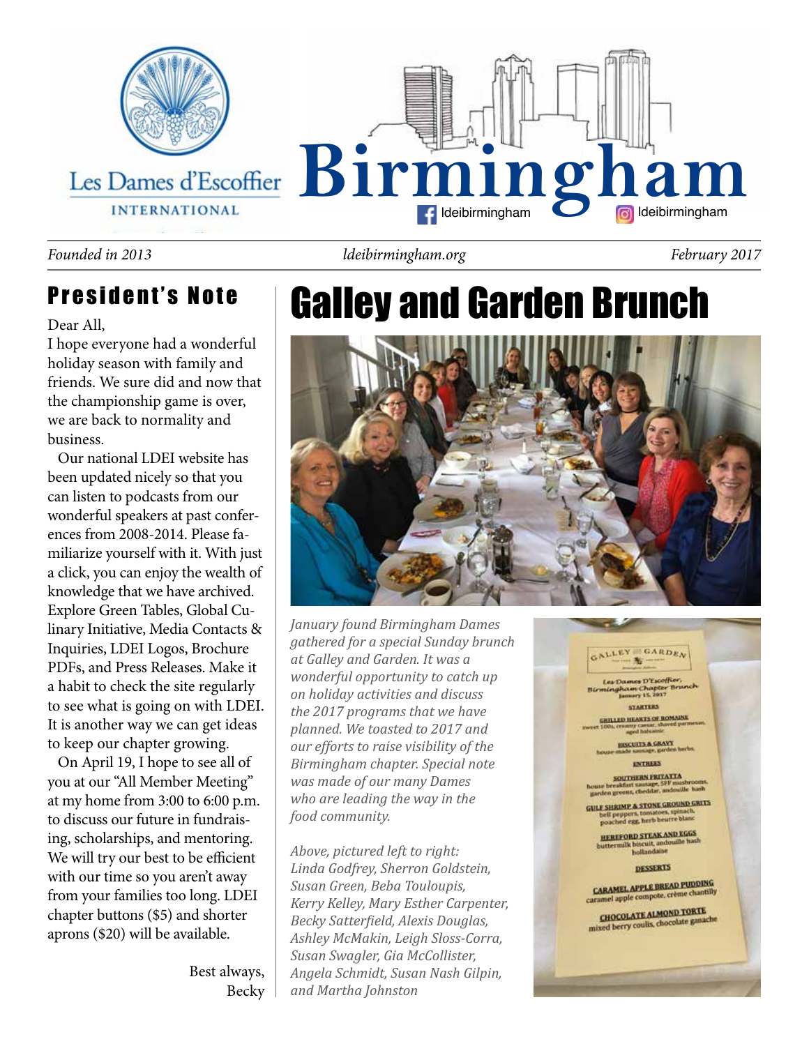# Les Dames d'Escoffier International — Birmingham

ldeibirmingham | ldeibirmingham

*Founded in 2013* | *ldeibirmingham.org* | *February 2017*

## President's Note

Dear All,

I hope everyone had a wonderful holiday season with family and friends. We sure did and now that the championship game is over, we are back to normality and business.

Our national LDEI website has been updated nicely so that you can listen to podcasts from our wonderful speakers at past conferences from 2008-2014. Please familiarize yourself with it. With just a click, you can enjoy the wealth of knowledge that we have archived. Explore Green Tables, Global Culinary Initiative, Media Contacts & Inquiries, LDEI Logos, Brochure PDFs, and Press Releases. Make it a habit to check the site regularly to see what is going on with LDEI. It is another way we can get ideas to keep our chapter growing.

On April 19, I hope to see all of you at our "All Member Meeting" at my home from 3:00 to 6:00 p.m. to discuss our future in fundraising, scholarships, and mentoring. We will try our best to be efficient with our time so you aren't away from your families too long. LDEI chapter buttons ($5) and shorter aprons ($20) will be available.

Best always,
Becky

# Galley and Garden Brunch

*January found Birmingham Dames gathered for a special Sunday brunch at Galley and Garden. It was a wonderful opportunity to catch up on holiday activities and discuss the 2017 programs that we have planned. We toasted to 2017 and our efforts to raise visibility of the Birmingham chapter. Special note was made of our many Dames who are leading the way in the food community.*

*Above, pictured left to right: Linda Godfrey, Sherron Goldstein, Susan Green, Beba Touloupis, Kerry Kelley, Mary Esther Carpenter, Becky Satterfield, Alexis Douglas, Ashley McMakin, Leigh Sloss-Corra, Susan Swagler, Gia McCollister, Angela Schmidt, Susan Nash Gilpin, and Martha Johnston*

**Galley & Garden**

Les Dames D'Escoffier, Birmingham Chapter Brunch
January 15, 2017

**STARTERS**

**GRILLED HEARTS OF ROMAINE**
sweet 100s, creamy caesar, shaved parmesan, aged balsamic

**BISCUITS & GRAVY**
house-made sausage, garden herbs

**ENTREES**

**SOUTHERN FRITATTA**
house breakfast sausage, SPF mushrooms, garden greens, cheddar, andouille hash

**GULF SHRIMP & STONE GROUND GRITS**
bell peppers, tomatoes, spinach, poached egg, herb beurre blanc

**HEREFORD STEAK AND EGGS**
buttermilk biscuit, andouille hash hollandaise

**DESSERTS**

**CARAMEL APPLE BREAD PUDDING**
caramel apple compote, crème chantilly

**CHOCOLATE ALMOND TORTE**
mixed berry coulis, chocolate ganache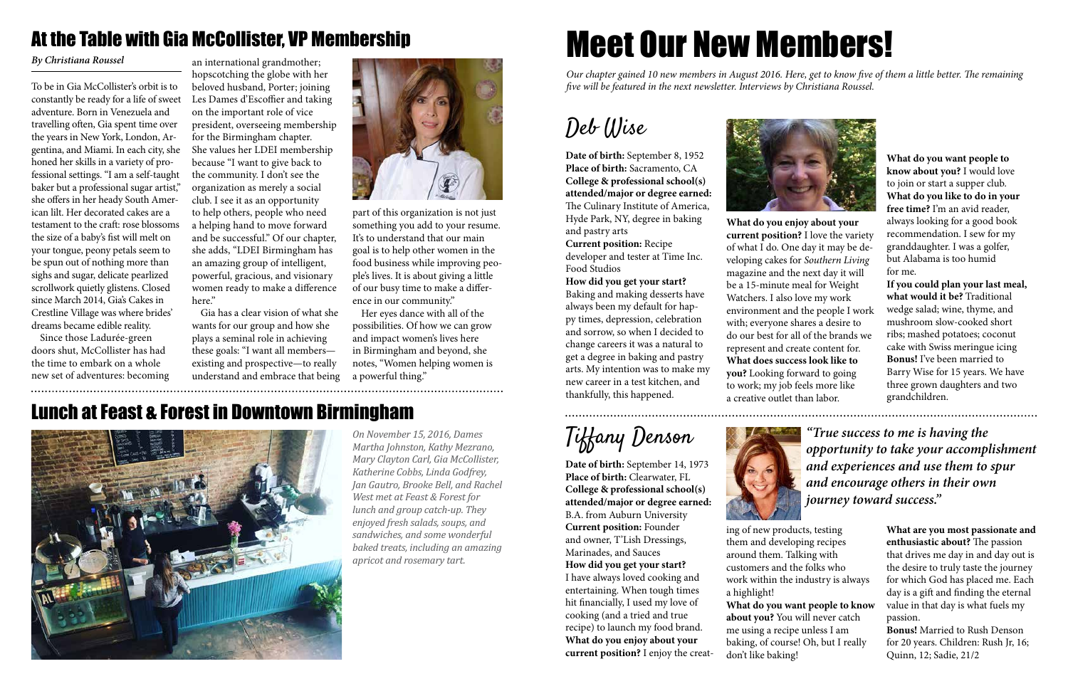## At the Table with Gia McCollister, VP Membership

*By Christiana Roussel*

To be in Gia McCollister's orbit is to constantly be ready for a life of sweet adventure. Born in Venezuela and travelling often, Gia spent time over the years in New York, London, Argentina, and Miami. In each city, she honed her skills in a variety of professional settings. "I am a self-taught baker but a professional sugar artist," she offers in her heady South American lilt. Her decorated cakes are a testament to the craft: rose blossoms the size of a baby's fist will melt on your tongue, peony petals seem to be spun out of nothing more than sighs and sugar, delicate pearlized scrollwork quietly glistens. Closed since March 2014, Gia's Cakes in Crestline Village was where brides' dreams became edible reality.

Since those Ladurée-green doors shut, McCollister has had the time to embark on a whole new set of adventures: becoming an international grandmother; hopscotching the globe with her beloved husband, Porter; joining Les Dames d'Escoffier and taking on the important role of vice president, overseeing membership for the Birmingham chapter. She values her LDEI membership because "I want to give back to the community. I don't see the organization as merely a social club. I see it as an opportunity to help others, people who need a helping hand to move forward and be successful." Of our chapter, she adds, "LDEI Birmingham has an amazing group of intelligent, powerful, gracious, and visionary women ready to make a difference here."

Gia has a clear vision of what she wants for our group and how she plays a seminal role in achieving these goals: "I want all members—existing and prospective—to really understand and embrace that being part of this organization is not just something you add to your resume. It's to understand that our main goal is to help other women in the food business while improving people's lives. It is about giving a little of our busy time to make a difference in our community."

Her eyes dance with all of the possibilities. Of how we can grow and impact women's lives here in Birmingham and beyond, she notes, "Women helping women is a powerful thing."

## Lunch at Feast & Forest in Downtown Birmingham

*On November 15, 2016, Dames Martha Johnston, Kathy Mezrano, Mary Clayton Carl, Gia McCollister, Katherine Cobbs, Linda Godfrey, Jan Gautro, Brooke Bell, and Rachel West met at Feast & Forest for lunch and group catch-up. They enjoyed fresh salads, soups, and sandwiches, and some wonderful baked treats, including an amazing apricot and rosemary tart.*

# Meet Our New Members!

*Our chapter gained 10 new members in August 2016. Here, get to know five of them a little better. The remaining five will be featured in the next newsletter. Interviews by Christiana Roussel.*

## Deb Wise

**Date of birth:** September 8, 1952
**Place of birth:** Sacramento, CA
**College & professional school(s) attended/major or degree earned:** The Culinary Institute of America, Hyde Park, NY, degree in baking and pastry arts
**Current position:** Recipe developer and tester at Time Inc. Food Studios
**How did you get your start?** Baking and making desserts have always been my default for happy times, depression, celebration and sorrow, so when I decided to change careers it was a natural to get a degree in baking and pastry arts. My intention was to make my new career in a test kitchen, and thankfully, this happened.
**What do you enjoy about your current position?** I love the variety of what I do. One day it may be developing cakes for *Southern Living* magazine and the next day it will be a 15-minute meal for Weight Watchers. I also love my work environment and the people I work with; everyone shares a desire to do our best for all of the brands we represent and create content for.
**What does success look like to you?** Looking forward to going to work; my job feels more like a creative outlet than labor.
**What do you want people to know about you?** I would love to join or start a supper club.
**What do you like to do in your free time?** I'm an avid reader, always looking for a good book recommendation. I sew for my granddaughter. I was a golfer, but Alabama is too humid for me.
**If you could plan your last meal, what would it be?** Traditional wedge salad; wine, thyme, and mushroom slow-cooked short ribs; mashed potatoes; coconut cake with Swiss meringue icing
**Bonus!** I've been married to Barry Wise for 15 years. We have three grown daughters and two grandchildren.

## Tiffany Denson

***"True success to me is having the opportunity to take your accomplishment and experiences and use them to spur and encourage others in their own journey toward success."***

**Date of birth:** September 14, 1973
**Place of birth:** Clearwater, FL
**College & professional school(s) attended/major or degree earned:** B.A. from Auburn University
**Current position:** Founder and owner, T'Lish Dressings, Marinades, and Sauces
**How did you get your start?** I have always loved cooking and entertaining. When tough times hit financially, I used my love of cooking (and a tried and true recipe) to launch my food brand.
**What do you enjoy about your current position?** I enjoy the creating of new products, testing them and developing recipes around them. Talking with customers and the folks who work within the industry is always a highlight!
**What do you want people to know about you?** You will never catch me using a recipe unless I am baking, of course! Oh, but I really don't like baking!
**What are you most passionate and enthusiastic about?** The passion that drives me day in and day out is the desire to truly taste the journey for which God has placed me. Each day is a gift and finding the eternal value in that day is what fuels my passion.
**Bonus!** Married to Rush Denson for 20 years. Children: Rush Jr, 16; Quinn, 12; Sadie, 21/2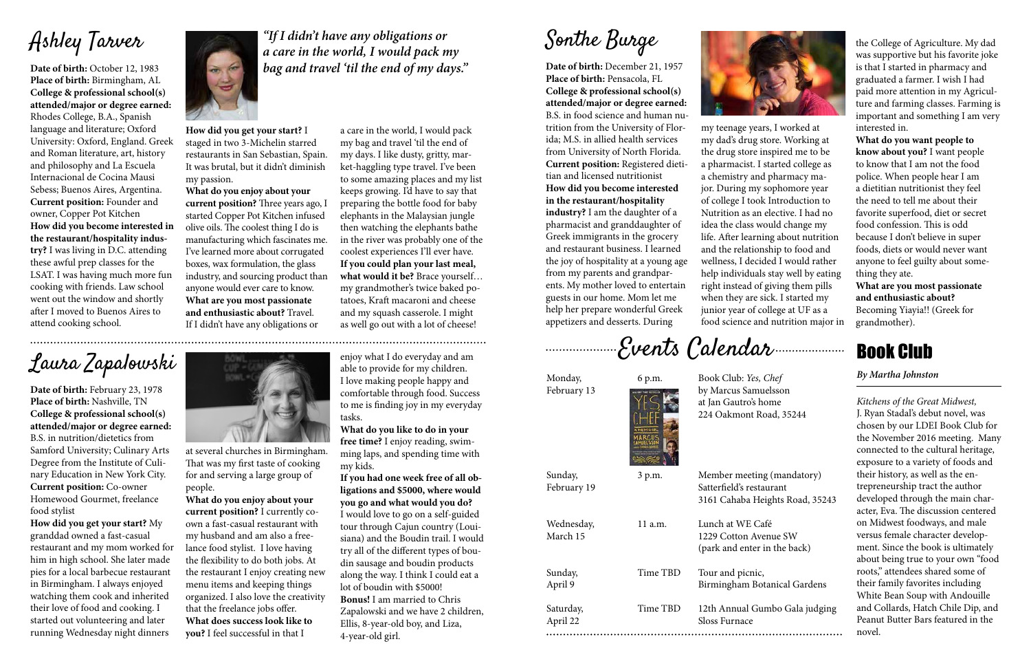# Ashley Tarver

*"If I didn't have any obligations or a care in the world, I would pack my bag and travel 'til the end of my days."*

**Date of birth:** October 12, 1983
**Place of birth:** Birmingham, AL
**College & professional school(s) attended/major or degree earned:** Rhodes College, B.A., Spanish language and literature; Oxford University: Oxford, England. Greek and Roman literature, art, history and philosophy and La Escuela Internacional de Cocina Mausi Sebess; Buenos Aires, Argentina.
**Current position:** Founder and owner, Copper Pot Kitchen
**How did you become interested in the restaurant/hospitality industry?** I was living in D.C. attending these awful prep classes for the LSAT. I was having much more fun cooking with friends. Law school went out the window and shortly after I moved to Buenos Aires to attend cooking school.

**How did you get your start?** I staged in two 3-Michelin starred restaurants in San Sebastian, Spain. It was brutal, but it didn't diminish my passion.

**What do you enjoy about your current position?** Three years ago, I started Copper Pot Kitchen infused olive oils. The coolest thing I do is manufacturing which fascinates me. I've learned more about corrugated boxes, wax formulation, the glass industry, and sourcing product than anyone would ever care to know.

**What are you most passionate and enthusiastic about?** Travel. If I didn't have any obligations or a care in the world, I would pack my bag and travel 'til the end of my days. I like dusty, gritty, market-haggling type travel. I've been to some amazing places and my list keeps growing. I'd have to say that preparing the bottle food for baby elephants in the Malaysian jungle then watching the elephants bathe in the river was probably one of the coolest experiences I'll ever have.

**If you could plan your last meal, what would it be?** Brace yourself… my grandmother's twice baked potatoes, Kraft macaroni and cheese and my squash casserole. I might as well go out with a lot of cheese!

# Sonthe Burge

**Date of birth:** December 21, 1957
**Place of birth:** Pensacola, FL
**College & professional school(s) attended/major or degree earned:** B.S. in food science and human nutrition from the University of Florida; M.S. in allied health services from University of North Florida.
**Current position:** Registered dietitian and licensed nutritionist
**How did you become interested in the restaurant/hospitality industry?** I am the daughter of a pharmacist and granddaughter of Greek immigrants in the grocery and restaurant business. I learned the joy of hospitality at a young age from my parents and grandparents. My mother loved to entertain guests in our home. Mom let me help her prepare wonderful Greek appetizers and desserts. During my teenage years, I worked at my dad's drug store. Working at the drug store inspired me to be a pharmacist. I started college as a chemistry and pharmacy major. During my sophomore year of college I took Introduction to Nutrition as an elective. I had no idea the class would change my life. After learning about nutrition and the relationship to food and wellness, I decided I would rather help individuals stay well by eating right instead of giving them pills when they are sick. I started my junior year of college at UF as a food science and nutrition major in the College of Agriculture. My dad was supportive but his favorite joke is that I started in pharmacy and graduated a farmer. I wish I had paid more attention in my Agriculture and farming classes. Farming is important and something I am very interested in.

**What do you want people to know about you?** I want people to know that I am not the food police. When people hear I am a dietitian nutritionist they feel the need to tell me about their favorite superfood, diet or secret food confession. This is odd because I don't believe in super foods, diets or would never want anyone to feel guilty about something they ate.

**What are you most passionate and enthusiastic about?** Becoming Yiayia!! (Greek for grandmother).

# Laura Zapalowski

**Date of birth:** February 23, 1978
**Place of birth:** Nashville, TN
**College & professional school(s) attended/major or degree earned:** B.S. in nutrition/dietetics from Samford University; Culinary Arts Degree from the Institute of Culinary Education in New York City.
**Current position:** Co-owner Homewood Gourmet, freelance food stylist
**How did you get your start?** My granddad owned a fast-casual restaurant and my mom worked for him in high school. She later made pies for a local barbecue restaurant in Birmingham. I always enjoyed watching them cook and inherited their love of food and cooking. I started out volunteering and later running Wednesday night dinners at several churches in Birmingham. That was my first taste of cooking for and serving a large group of people.

**What do you enjoy about your current position?** I currently co-own a fast-casual restaurant with my husband and am also a freelance food stylist. I love having the flexibility to do both jobs. At the restaurant I enjoy creating new menu items and keeping things organized. I also love the creativity that the freelance jobs offer.

**What does success look like to you?** I feel successful in that I enjoy what I do everyday and am able to provide for my children. I love making people happy and comfortable through food. Success to me is finding joy in my everyday tasks.

**What do you like to do in your free time?** I enjoy reading, swimming laps, and spending time with my kids.

**If you had one week free of all obligations and $5000, where would you go and what would you do?** I would love to go on a self-guided tour through Cajun country (Louisiana) and the Boudin trail. I would try all of the different types of boudin sausage and boudin products along the way. I think I could eat a lot of boudin with $5000!

**Bonus!** I am married to Chris Zapalowski and we have 2 children, Ellis, 8-year-old boy, and Liza, 4-year-old girl.

# Events Calendar

| Date | Time | Event |
|---|---|---|
| Monday, February 13 | 6 p.m. | Book Club: *Yes, Chef* by Marcus Samuelsson at Jan Gautro's home 224 Oakmont Road, 35244 |
| Sunday, February 19 | 3 p.m. | Member meeting (mandatory) Satterfield's restaurant 3161 Cahaba Heights Road, 35243 |
| Wednesday, March 15 | 11 a.m. | Lunch at WE Café 1229 Cotton Avenue SW (park and enter in the back) |
| Sunday, April 9 | Time TBD | Tour and picnic, Birmingham Botanical Gardens |
| Saturday, April 22 | Time TBD | 12th Annual Gumbo Gala judging Sloss Furnace |

# Book Club

*By Martha Johnston*

*Kitchens of the Great Midwest,* J. Ryan Stadal's debut novel, was chosen by our LDEI Book Club for the November 2016 meeting. Many connected to the cultural heritage, exposure to a variety of foods and their history, as well as the entrepreneurship tract the author developed through the main character, Eva. The discussion centered on Midwest foodways, and male versus female character development. Since the book is ultimately about being true to your own "food roots," attendees shared some of their family favorites including White Bean Soup with Andouille and Collards, Hatch Chile Dip, and Peanut Butter Bars featured in the novel.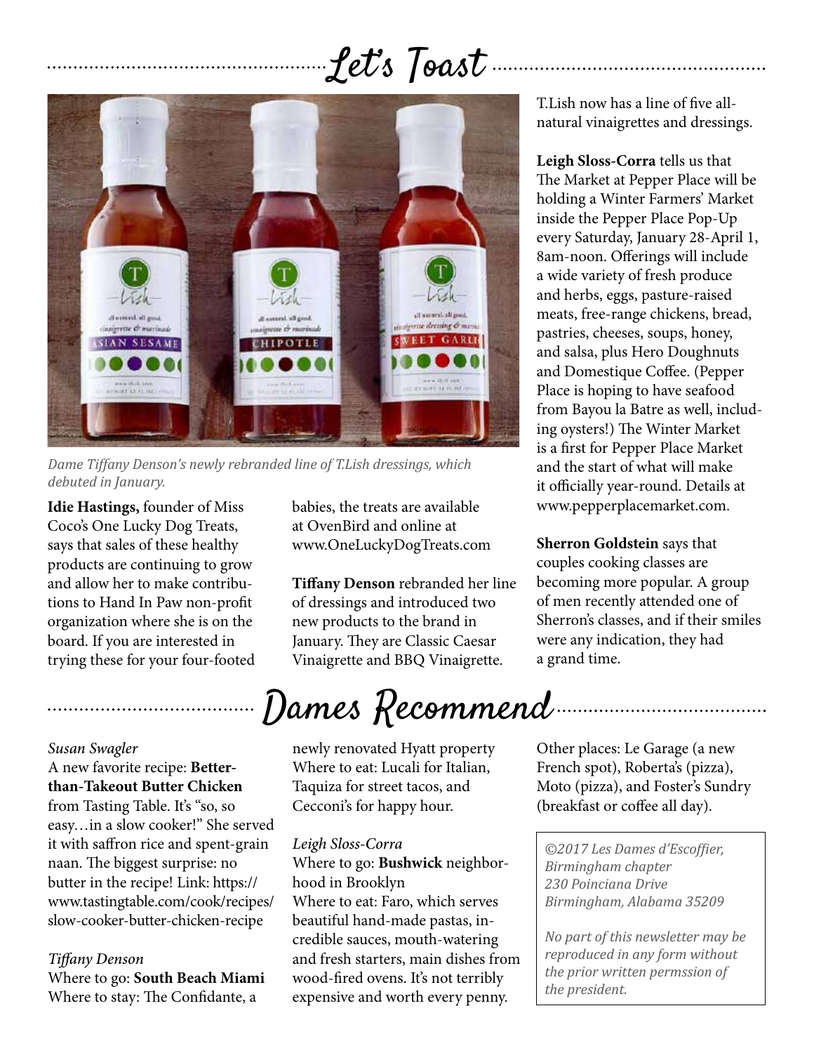# Let's Toast

*Dame Tiffany Denson's newly rebranded line of T.Lish dressings, which debuted in January.*

**Idie Hastings,** founder of Miss Coco's One Lucky Dog Treats, says that sales of these healthy products are continuing to grow and allow her to make contributions to Hand In Paw non-profit organization where she is on the board. If you are interested in trying these for your four-footed babies, the treats are available at OvenBird and online at www.OneLuckyDogTreats.com

**Tiffany Denson** rebranded her line of dressings and introduced two new products to the brand in January. They are Classic Caesar Vinaigrette and BBQ Vinaigrette. T.Lish now has a line of five all-natural vinaigrettes and dressings.

**Leigh Sloss-Corra** tells us that The Market at Pepper Place will be holding a Winter Farmers' Market inside the Pepper Place Pop-Up every Saturday, January 28-April 1, 8am-noon. Offerings will include a wide variety of fresh produce and herbs, eggs, pasture-raised meats, free-range chickens, bread, pastries, cheeses, soups, honey, and salsa, plus Hero Doughnuts and Domestique Coffee. (Pepper Place is hoping to have seafood from Bayou la Batre as well, including oysters!) The Winter Market is a first for Pepper Place Market and the start of what will make it officially year-round. Details at www.pepperplacemarket.com.

**Sherron Goldstein** says that couples cooking classes are becoming more popular. A group of men recently attended one of Sherron's classes, and if their smiles were any indication, they had a grand time.

# Dames Recommend

*Susan Swagler*

A new favorite recipe: **Better-than-Takeout Butter Chicken** from Tasting Table. It's "so, so easy…in a slow cooker!" She served it with saffron rice and spent-grain naan. The biggest surprise: no butter in the recipe! Link: https://www.tastingtable.com/cook/recipes/slow-cooker-butter-chicken-recipe

*Tiffany Denson*

Where to go: **South Beach Miami**
Where to stay: The Confidante, a newly renovated Hyatt property
Where to eat: Lucali for Italian, Taquiza for street tacos, and Cecconi's for happy hour.

*Leigh Sloss-Corra*

Where to go: **Bushwick** neighborhood in Brooklyn
Where to eat: Faro, which serves beautiful hand-made pastas, incredible sauces, mouth-watering and fresh starters, main dishes from wood-fired ovens. It's not terribly expensive and worth every penny.
Other places: Le Garage (a new French spot), Roberta's (pizza), Moto (pizza), and Foster's Sundry (breakfast or coffee all day).

*©2017 Les Dames d'Escoffier, Birmingham chapter*
*230 Poinciana Drive*
*Birmingham, Alabama 35209*

*No part of this newsletter may be reproduced in any form without the prior written permssion of the president.*